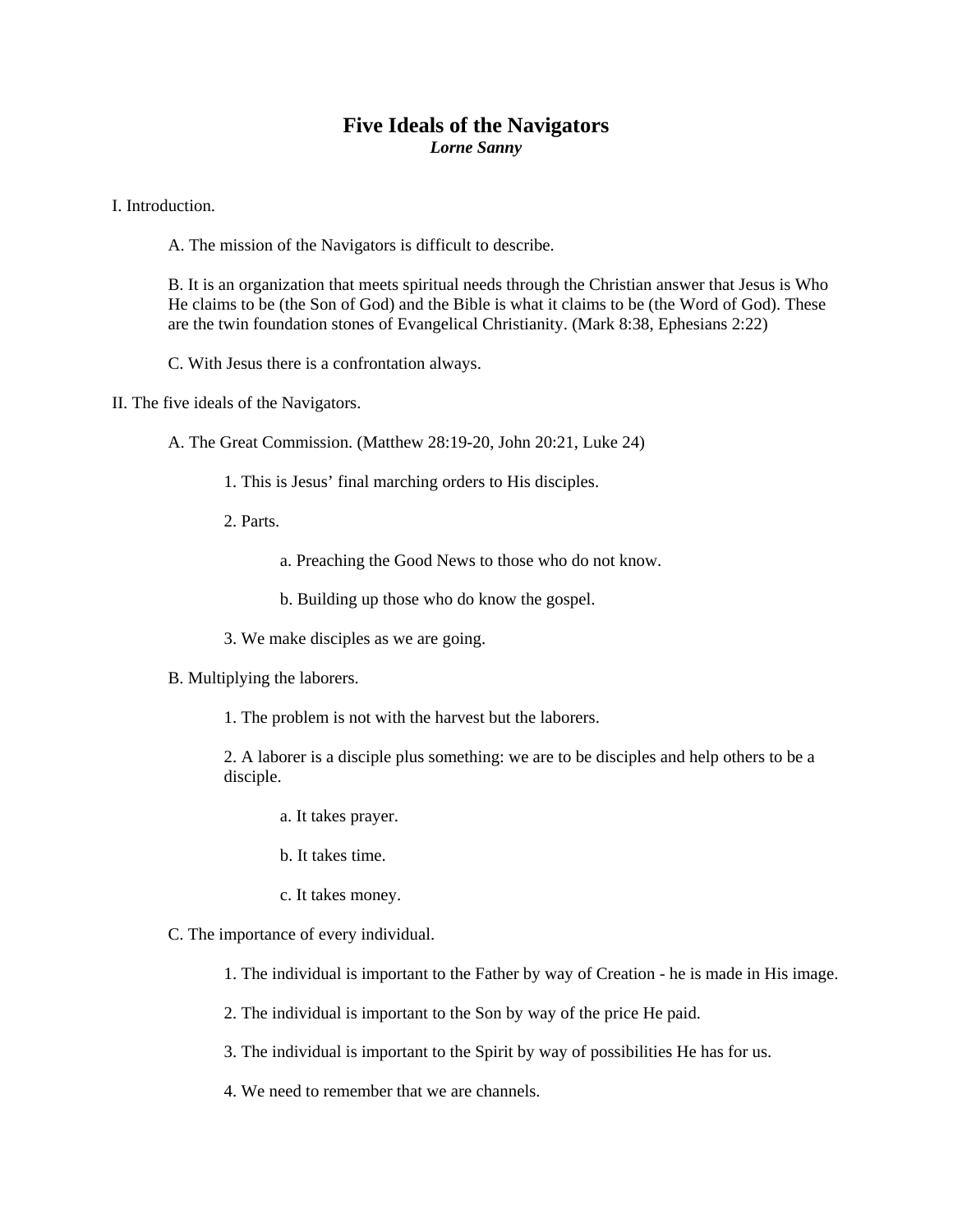# Five Ideals of the Navigators

***Lorne Sanny***

I. Introduction.

A. The mission of the Navigators is difficult to describe.

B. It is an organization that meets spiritual needs through the Christian answer that Jesus is Who He claims to be (the Son of God) and the Bible is what it claims to be (the Word of God). These are the twin foundation stones of Evangelical Christianity. (Mark 8:38, Ephesians 2:22)

C. With Jesus there is a confrontation always.

II. The five ideals of the Navigators.

A. The Great Commission. (Matthew 28:19-20, John 20:21, Luke 24)

1. This is Jesus' final marching orders to His disciples.

2. Parts.

a. Preaching the Good News to those who do not know.

b. Building up those who do know the gospel.

3. We make disciples as we are going.

B. Multiplying the laborers.

1. The problem is not with the harvest but the laborers.

2. A laborer is a disciple plus something: we are to be disciples and help others to be a disciple.

a. It takes prayer.

b. It takes time.

c. It takes money.

C. The importance of every individual.

1. The individual is important to the Father by way of Creation - he is made in His image.

2. The individual is important to the Son by way of the price He paid.

3. The individual is important to the Spirit by way of possibilities He has for us.

4. We need to remember that we are channels.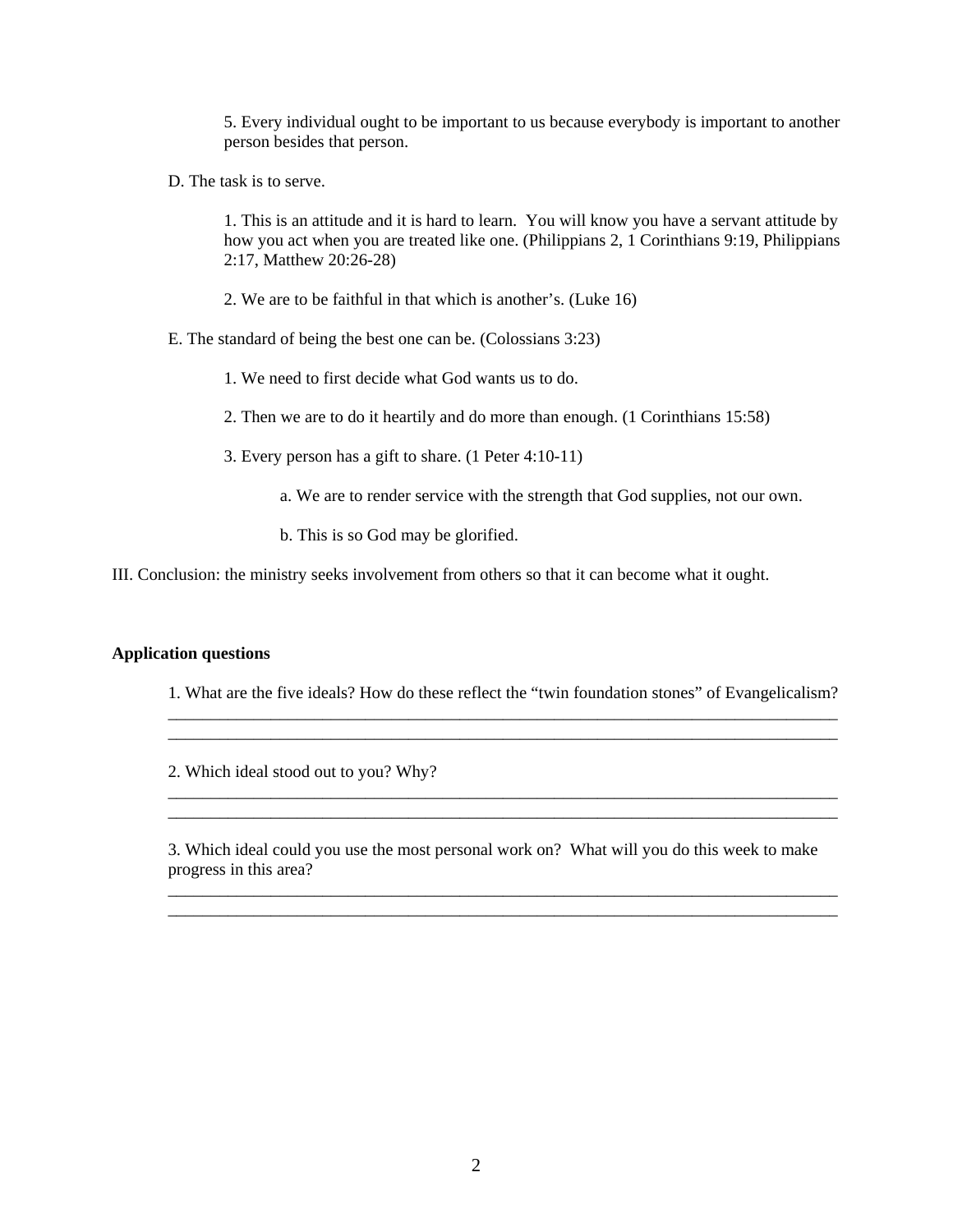5. Every individual ought to be important to us because everybody is important to another person besides that person.

D. The task is to serve.

1. This is an attitude and it is hard to learn. You will know you have a servant attitude by how you act when you are treated like one. (Philippians 2, 1 Corinthians 9:19, Philippians 2:17, Matthew 20:26-28)

2. We are to be faithful in that which is another's. (Luke 16)

E. The standard of being the best one can be. (Colossians 3:23)

1. We need to first decide what God wants us to do.

2. Then we are to do it heartily and do more than enough. (1 Corinthians 15:58)

3. Every person has a gift to share. (1 Peter 4:10-11)

a. We are to render service with the strength that God supplies, not our own.

b. This is so God may be glorified.

III. Conclusion: the ministry seeks involvement from others so that it can become what it ought.

**Application questions**

1. What are the five ideals? How do these reflect the "twin foundation stones" of Evangelicalism?

____________________________________________________________________________

____________________________________________________________________________

2. Which ideal stood out to you? Why?

____________________________________________________________________________

____________________________________________________________________________

3. Which ideal could you use the most personal work on? What will you do this week to make progress in this area?

____________________________________________________________________________

____________________________________________________________________________